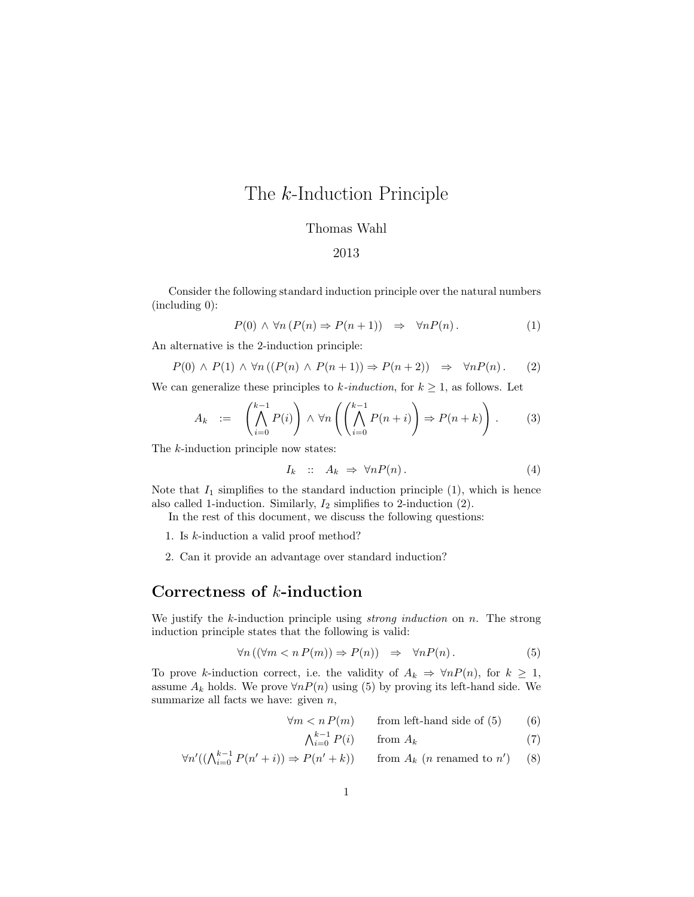# The $k$-Induction Principle

Thomas Wahl

2013

Consider the following standard induction principle over the natural numbers (including 0):

$$P(0) \wedge \forall n\,(P(n) \Rightarrow P(n+1)) \quad \Rightarrow \quad \forall n P(n)\,. \tag{1}$$

An alternative is the 2-induction principle:

$$P(0) \wedge P(1) \wedge \forall n\,((P(n) \wedge P(n+1)) \Rightarrow P(n+2)) \quad \Rightarrow \quad \forall n P(n)\,. \tag{2}$$

We can generalize these principles to *$k$-induction*, for $k \geq 1$, as follows. Let

$$A_k \quad := \quad \left(\bigwedge_{i=0}^{k-1} P(i)\right) \wedge \forall n \left(\left(\bigwedge_{i=0}^{k-1} P(n+i)\right) \Rightarrow P(n+k)\right). \tag{3}$$

The $k$-induction principle now states:

$$I_k \quad :: \quad A_k \;\Rightarrow\; \forall n P(n)\,. \tag{4}$$

Note that $I_1$ simplifies to the standard induction principle (1), which is hence also called 1-induction. Similarly, $I_2$ simplifies to 2-induction (2).

In the rest of this document, we discuss the following questions:

1. Is $k$-induction a valid proof method?
2. Can it provide an advantage over standard induction?

## Correctness of $k$-induction

We justify the $k$-induction principle using *strong induction* on $n$. The strong induction principle states that the following is valid:

$$\forall n\,((\forall m < n\, P(m)) \Rightarrow P(n)) \quad \Rightarrow \quad \forall n P(n)\,. \tag{5}$$

To prove $k$-induction correct, i.e. the validity of $A_k \Rightarrow \forall n P(n)$, for $k \geq 1$, assume $A_k$ holds. We prove $\forall n P(n)$ using (5) by proving its left-hand side. We summarize all facts we have: given $n$,

$$\forall m < n\, P(m) \qquad \text{from left-hand side of (5)} \tag{6}$$

$$\textstyle\bigwedge_{i=0}^{k-1} P(i) \qquad \text{from } A_k \tag{7}$$

$$\forall n'((\textstyle\bigwedge_{i=0}^{k-1} P(n'+i)) \Rightarrow P(n'+k)) \qquad \text{from } A_k \text{ ($n$ renamed to $n'$)} \tag{8}$$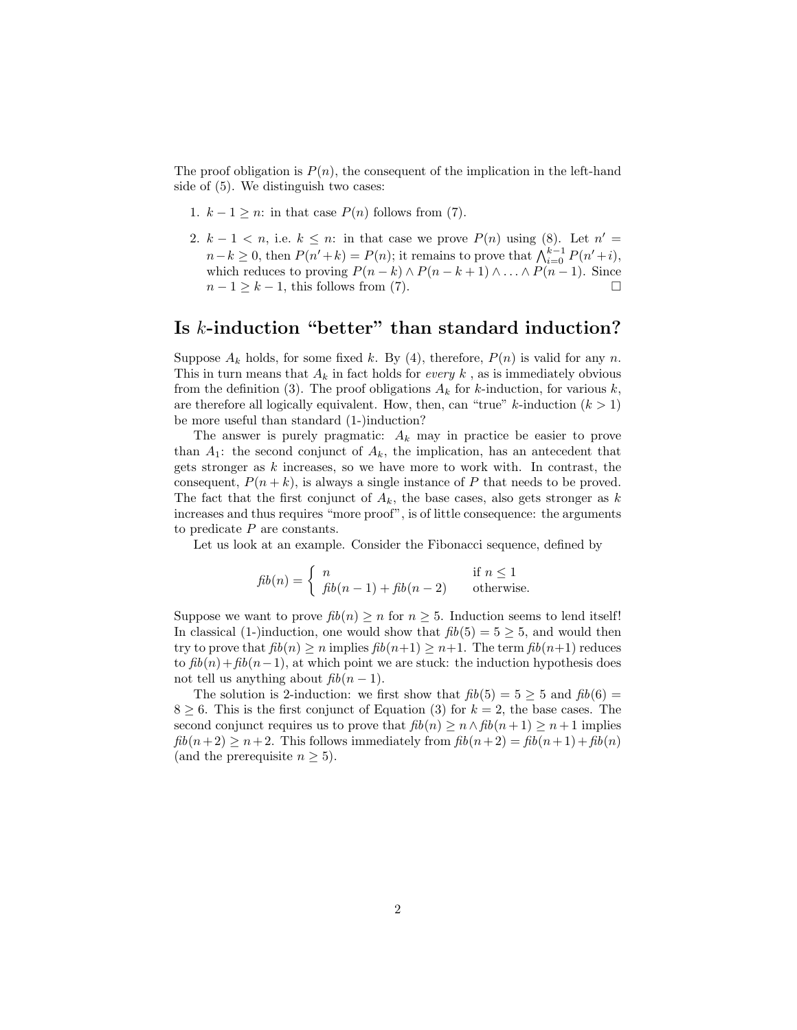The proof obligation is $P(n)$, the consequent of the implication in the left-hand side of (5). We distinguish two cases:

1. $k - 1 \geq n$: in that case $P(n)$ follows from (7).
2. $k - 1 < n$, i.e. $k \leq n$: in that case we prove $P(n)$ using (8). Let $n' = n - k \geq 0$, then $P(n' + k) = P(n)$; it remains to prove that $\bigwedge_{i=0}^{k-1} P(n' + i)$, which reduces to proving $P(n - k) \wedge P(n - k + 1) \wedge \ldots \wedge P(n - 1)$. Since $n - 1 \geq k - 1$, this follows from (7). □

## Is $k$-induction "better" than standard induction?

Suppose $A_k$ holds, for some fixed $k$. By (4), therefore, $P(n)$ is valid for any $n$. This in turn means that $A_k$ in fact holds for *every* $k$, as is immediately obvious from the definition (3). The proof obligations $A_k$ for $k$-induction, for various $k$, are therefore all logically equivalent. How, then, can "true" $k$-induction ($k > 1$) be more useful than standard (1-)induction?

The answer is purely pragmatic: $A_k$ may in practice be easier to prove than $A_1$: the second conjunct of $A_k$, the implication, has an antecedent that gets stronger as $k$ increases, so we have more to work with. In contrast, the consequent, $P(n + k)$, is always a single instance of $P$ that needs to be proved. The fact that the first conjunct of $A_k$, the base cases, also gets stronger as $k$ increases and thus requires "more proof", is of little consequence: the arguments to predicate $P$ are constants.

Let us look at an example. Consider the Fibonacci sequence, defined by

$$
\mathit{fib}(n) = \begin{cases} n & \text{if } n \leq 1 \\ \mathit{fib}(n-1) + \mathit{fib}(n-2) & \text{otherwise.} \end{cases}
$$

Suppose we want to prove $\mathit{fib}(n) \geq n$ for $n \geq 5$. Induction seems to lend itself! In classical (1-)induction, one would show that $\mathit{fib}(5) = 5 \geq 5$, and would then try to prove that $\mathit{fib}(n) \geq n$ implies $\mathit{fib}(n+1) \geq n+1$. The term $\mathit{fib}(n+1)$ reduces to $\mathit{fib}(n) + \mathit{fib}(n-1)$, at which point we are stuck: the induction hypothesis does not tell us anything about $\mathit{fib}(n-1)$.

The solution is 2-induction: we first show that $\mathit{fib}(5) = 5 \geq 5$ and $\mathit{fib}(6) = 8 \geq 6$. This is the first conjunct of Equation (3) for $k = 2$, the base cases. The second conjunct requires us to prove that $\mathit{fib}(n) \geq n \wedge \mathit{fib}(n+1) \geq n+1$ implies $\mathit{fib}(n+2) \geq n+2$. This follows immediately from $\mathit{fib}(n+2) = \mathit{fib}(n+1) + \mathit{fib}(n)$ (and the prerequisite $n \geq 5$).